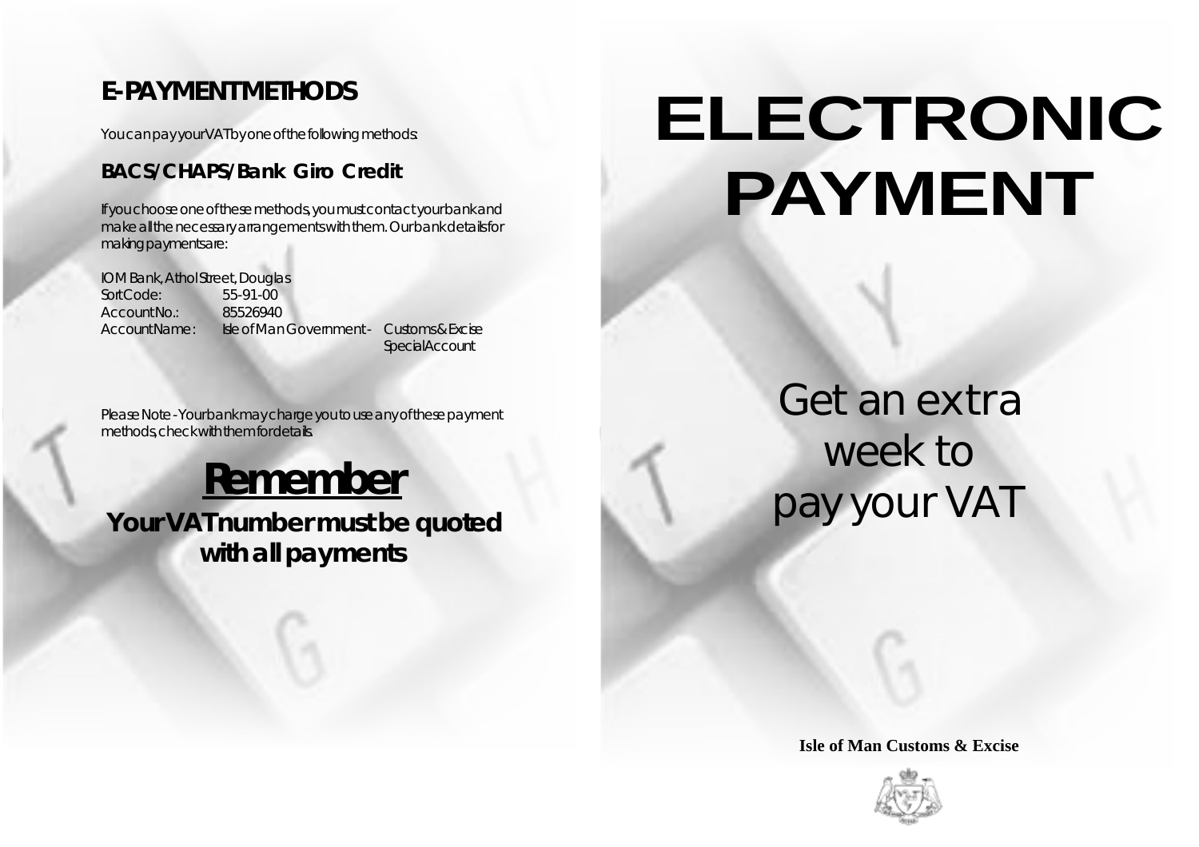## E-PAYMENT METHODS

You can pay your VAT by one of the following methods:

### BACS/CHAPS/Bank Giro Credit

If you choose one of these methods, you must contact your bank and make all the necessary arrangements with them. Our bank details for making payments are:

IOM Bank, Athol Street, Douglas

| | |
|---|---|
| Sort Code: | 55-91-00 |
| Account No.: | 85526940 |
| Account Name: | Isle of Man Government - Customs & Excise Special Account |

Please Note - Your bank may charge you to use any of these payment methods, check with them for details.

## Remember

**Your VAT number must be quoted with all payments**

# ELECTRONIC PAYMENT

Get an extra week to pay your VAT

**Isle of Man Customs & Excise**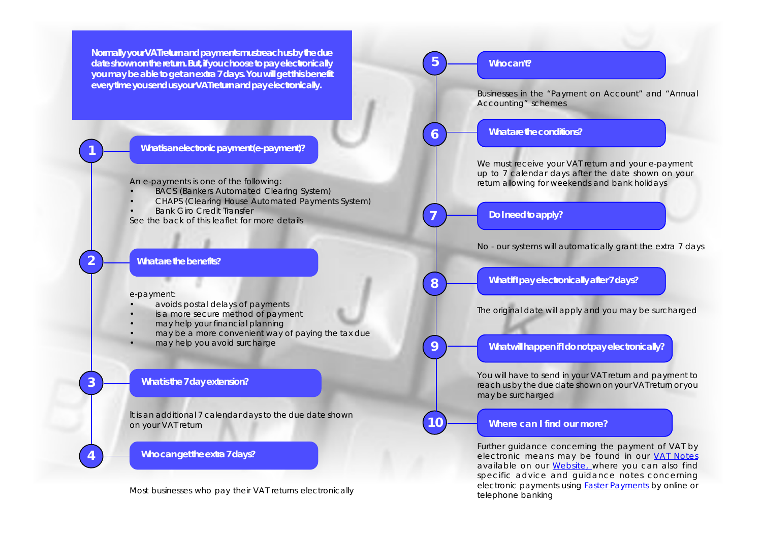Normally your VAT return and payments must reach us by the due date shown on the return. But, if you choose to pay electronically you may be able to get an extra 7 days. You will get this benefit every time you send us your VAT return and pay electronically.

## 1 What is an electronic payment (e-payment)?

An e-payments is one of the following:

- BACS (Bankers Automated Clearing System)
- CHAPS (Clearing House Automated Payments System)
- Bank Giro Credit Transfer

See the back of this leaflet for more details

## 2 What are the benefits?

e-payment:

- avoids postal delays of payments
- is a more secure method of payment
- may help your financial planning
- may be a more convenient way of paying the tax due
- may help you avoid surcharge

## 3 What is the 7 day extension?

It is an additional 7 calendar days to the due date shown on your VAT return

## 4 Who can get the extra 7 days?

Most businesses who pay their VAT returns electronically

## 5 Who can't?

Businesses in the "Payment on Account" and "Annual Accounting" schemes

## 6 What are the conditions?

We must receive your VAT return and your e-payment up to 7 calendar days after the date shown on your return allowing for weekends and bank holidays

## 7 Do I need to apply?

No - our systems will automatically grant the extra 7 days

## 8 What if I pay electronically after 7 days?

The original date will apply and you may be surcharged

## 9 What will happen if I do not pay electronically?

You will have to send in your VAT return and payment to reach us by the due date shown on your VAT return or you may be surcharged

## 10 Where can I find our more?

Further guidance concerning the payment of VAT by electronic means may be found in our VAT Notes available on our Website, where you can also find specific advice and guidance notes concerning electronic payments using Faster Payments by online or telephone banking